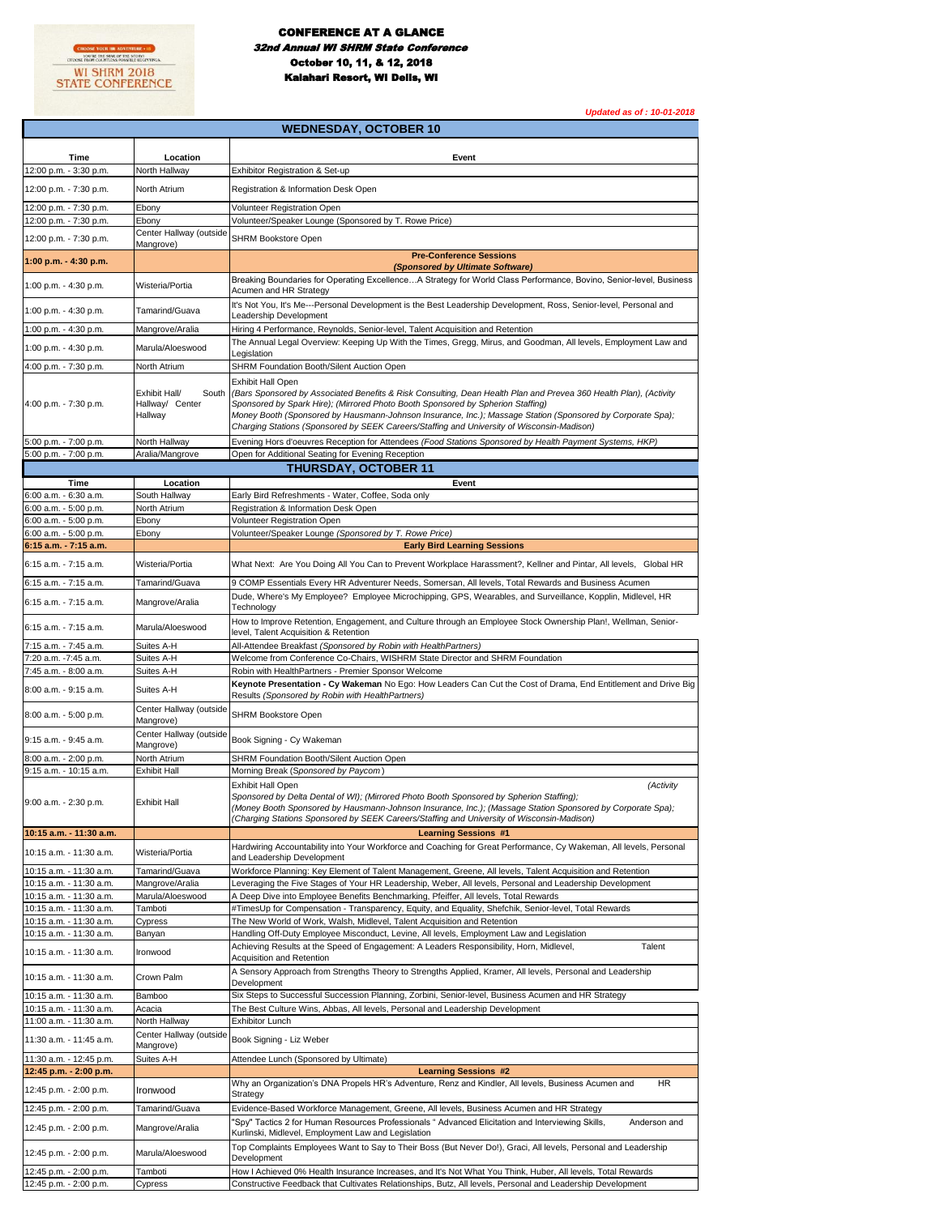# CONFERENCE AT A GLANCE

***32nd Annual WI SHRM State Conference***

**October 10, 11, & 12, 2018**

**Kalahari Resort, WI Dells, WI**

*Updated as of : 10-01-2018*

## WEDNESDAY, OCTOBER 10

| Time | Location | Event |
|---|---|---|
| 12:00 p.m. - 3:30 p.m. | North Hallway | Exhibitor Registration & Set-up |
| 12:00 p.m. - 7:30 p.m. | North Atrium | Registration & Information Desk Open |
| 12:00 p.m. - 7:30 p.m. | Ebony | Volunteer Registration Open |
| 12:00 p.m. - 7:30 p.m. | Ebony | Volunteer/Speaker Lounge (Sponsored by T. Rowe Price) |
| 12:00 p.m. - 7:30 p.m. | Center Hallway (outside Mangrove) | SHRM Bookstore Open |
| **1:00 p.m. - 4:30 p.m.** | | **Pre-Conference Sessions** ***(Sponsored by Ultimate Software)*** |
| 1:00 p.m. - 4:30 p.m. | Wisteria/Portia | Breaking Boundaries for Operating Excellence…A Strategy for World Class Performance, Bovino, Senior-level, Business Acumen and HR Strategy |
| 1:00 p.m. - 4:30 p.m. | Tamarind/Guava | It's Not You, It's Me---Personal Development is the Best Leadership Development, Ross, Senior-level, Personal and Leadership Development |
| 1:00 p.m. - 4:30 p.m. | Mangrove/Aralia | Hiring 4 Performance, Reynolds, Senior-level, Talent Acquisition and Retention |
| 1:00 p.m. - 4:30 p.m. | Marula/Aloeswood | The Annual Legal Overview: Keeping Up With the Times, Gregg, Mirus, and Goodman, All levels, Employment Law and Legislation |
| 4:00 p.m. - 7:30 p.m. | North Atrium | SHRM Foundation Booth/Silent Auction Open |
| 4:00 p.m. - 7:30 p.m. | Exhibit Hall/ South Hallway/ Center Hallway | Exhibit Hall Open *(Bars Sponsored by Associated Benefits & Risk Consulting, Dean Health Plan and Prevea 360 Health Plan), (Activity Sponsored by Spark Hire); (Mirrored Photo Booth Sponsored by Spherion Staffing) Money Booth (Sponsored by Hausmann-Johnson Insurance, Inc.); Massage Station (Sponsored by Corporate Spa); Charging Stations (Sponsored by SEEK Careers/Staffing and University of Wisconsin-Madison)* |
| 5:00 p.m. - 7:00 p.m. | North Hallway | Evening Hors d'oeuvres Reception for Attendees *(Food Stations Sponsored by Health Payment Systems, HKP)* |
| 5:00 p.m. - 7:00 p.m. | Aralia/Mangrove | Open for Additional Seating for Evening Reception |

## THURSDAY, OCTOBER 11

| Time | Location | Event |
|---|---|---|
| 6:00 a.m. - 6:30 a.m. | South Hallway | Early Bird Refreshments - Water, Coffee, Soda only |
| 6:00 a.m. - 5:00 p.m. | North Atrium | Registration & Information Desk Open |
| 6:00 a.m. - 5:00 p.m. | Ebony | Volunteer Registration Open |
| 6:00 a.m. - 5:00 p.m. | Ebony | Volunteer/Speaker Lounge *(Sponsored by T. Rowe Price)* |
| **6:15 a.m. - 7:15 a.m.** | | **Early Bird Learning Sessions** |
| 6:15 a.m. - 7:15 a.m. | Wisteria/Portia | What Next: Are You Doing All You Can to Prevent Workplace Harassment?, Kellner and Pintar, All levels, Global HR |
| 6:15 a.m. - 7:15 a.m. | Tamarind/Guava | 9 COMP Essentials Every HR Adventurer Needs, Somersan, All levels, Total Rewards and Business Acumen |
| 6:15 a.m. - 7:15 a.m. | Mangrove/Aralia | Dude, Where's My Employee? Employee Microchipping, GPS, Wearables, and Surveillance, Kopplin, Midlevel, HR Technology |
| 6:15 a.m. - 7:15 a.m. | Marula/Aloeswood | How to Improve Retention, Engagement, and Culture through an Employee Stock Ownership Plan!, Wellman, Senior-level, Talent Acquisition & Retention |
| 7:15 a.m. - 7:45 a.m. | Suites A-H | All-Attendee Breakfast *(Sponsored by Robin with HealthPartners)* |
| 7:20 a.m. -7:45 a.m. | Suites A-H | Welcome from Conference Co-Chairs, WISHRM State Director and SHRM Foundation |
| 7:45 a.m. - 8:00 a.m. | Suites A-H | Robin with HealthPartners - Premier Sponsor Welcome |
| 8:00 a.m. - 9:15 a.m. | Suites A-H | **Keynote Presentation - Cy Wakeman** No Ego: How Leaders Can Cut the Cost of Drama, End Entitlement and Drive Big Results *(Sponsored by Robin with HealthPartners)* |
| 8:00 a.m. - 5:00 p.m. | Center Hallway (outside Mangrove) | SHRM Bookstore Open |
| 9:15 a.m. - 9:45 a.m. | Center Hallway (outside Mangrove) | Book Signing - Cy Wakeman |
| 8:00 a.m. - 2:00 p.m. | North Atrium | SHRM Foundation Booth/Silent Auction Open |
| 9:15 a.m. - 10:15 a.m. | Exhibit Hall | Morning Break (*Sponsored by Paycom*) |
| 9:00 a.m. - 2:30 p.m. | Exhibit Hall | Exhibit Hall Open *(Activity Sponsored by Delta Dental of WI); (Mirrored Photo Booth Sponsored by Spherion Staffing); (Money Booth Sponsored by Hausmann-Johnson Insurance, Inc.); (Massage Station Sponsored by Corporate Spa); (Charging Stations Sponsored by SEEK Careers/Staffing and University of Wisconsin-Madison)* |
| **10:15 a.m. - 11:30 a.m.** | | **Learning Sessions #1** |
| 10:15 a.m. - 11:30 a.m. | Wisteria/Portia | Hardwiring Accountability into Your Workforce and Coaching for Great Performance, Cy Wakeman, All levels, Personal and Leadership Development |
| 10:15 a.m. - 11:30 a.m. | Tamarind/Guava | Workforce Planning: Key Element of Talent Management, Greene, All levels, Talent Acquisition and Retention |
| 10:15 a.m. - 11:30 a.m. | Mangrove/Aralia | Leveraging the Five Stages of Your HR Leadership, Weber, All levels, Personal and Leadership Development |
| 10:15 a.m. - 11:30 a.m. | Marula/Aloeswood | A Deep Dive into Employee Benefits Benchmarking, Pfeiffer, All levels, Total Rewards |
| 10:15 a.m. - 11:30 a.m. | Tamboti | #TimesUp for Compensation - Transparency, Equity, and Equality, Shefchik, Senior-level, Total Rewards |
| 10:15 a.m. - 11:30 a.m. | Cypress | The New World of Work, Walsh, Midlevel, Talent Acquisition and Retention |
| 10:15 a.m. - 11:30 a.m. | Banyan | Handling Off-Duty Employee Misconduct, Levine, All levels, Employment Law and Legislation |
| 10:15 a.m. - 11:30 a.m. | Ironwood | Achieving Results at the Speed of Engagement: A Leaders Responsibility, Horn, Midlevel, Talent Acquisition and Retention |
| 10:15 a.m. - 11:30 a.m. | Crown Palm | A Sensory Approach from Strengths Theory to Strengths Applied, Kramer, All levels, Personal and Leadership Development |
| 10:15 a.m. - 11:30 a.m. | Bamboo | Six Steps to Successful Succession Planning, Zorbini, Senior-level, Business Acumen and HR Strategy |
| 10:15 a.m. - 11:30 a.m. | Acacia | The Best Culture Wins, Abbas, All levels, Personal and Leadership Development |
| 11:00 a.m. - 11:30 a.m. | North Hallway | Exhibitor Lunch |
| 11:30 a.m. - 11:45 a.m. | Center Hallway (outside Mangrove) | Book Signing - Liz Weber |
| 11:30 a.m. - 12:45 p.m. | Suites A-H | Attendee Lunch (Sponsored by Ultimate) |
| **12:45 p.m. - 2:00 p.m.** | | **Learning Sessions #2** |
| 12:45 p.m. - 2:00 p.m. | Ironwood | Why an Organization's DNA Propels HR's Adventure, Renz and Kindler, All levels, Business Acumen and HR Strategy |
| 12:45 p.m. - 2:00 p.m. | Tamarind/Guava | Evidence-Based Workforce Management, Greene, All levels, Business Acumen and HR Strategy |
| 12:45 p.m. - 2:00 p.m. | Mangrove/Aralia | "Spy" Tactics 2 for Human Resources Professionals " Advanced Elicitation and Interviewing Skills, Anderson and Kurlinski, Midlevel, Employment Law and Legislation |
| 12:45 p.m. - 2:00 p.m. | Marula/Aloeswood | Top Complaints Employees Want to Say to Their Boss (But Never Do!), Graci, All levels, Personal and Leadership Development |
| 12:45 p.m. - 2:00 p.m. | Tamboti | How I Achieved 0% Health Insurance Increases, and It's Not What You Think, Huber, All levels, Total Rewards |
| 12:45 p.m. - 2:00 p.m. | Cypress | Constructive Feedback that Cultivates Relationships, Butz, All levels, Personal and Leadership Development |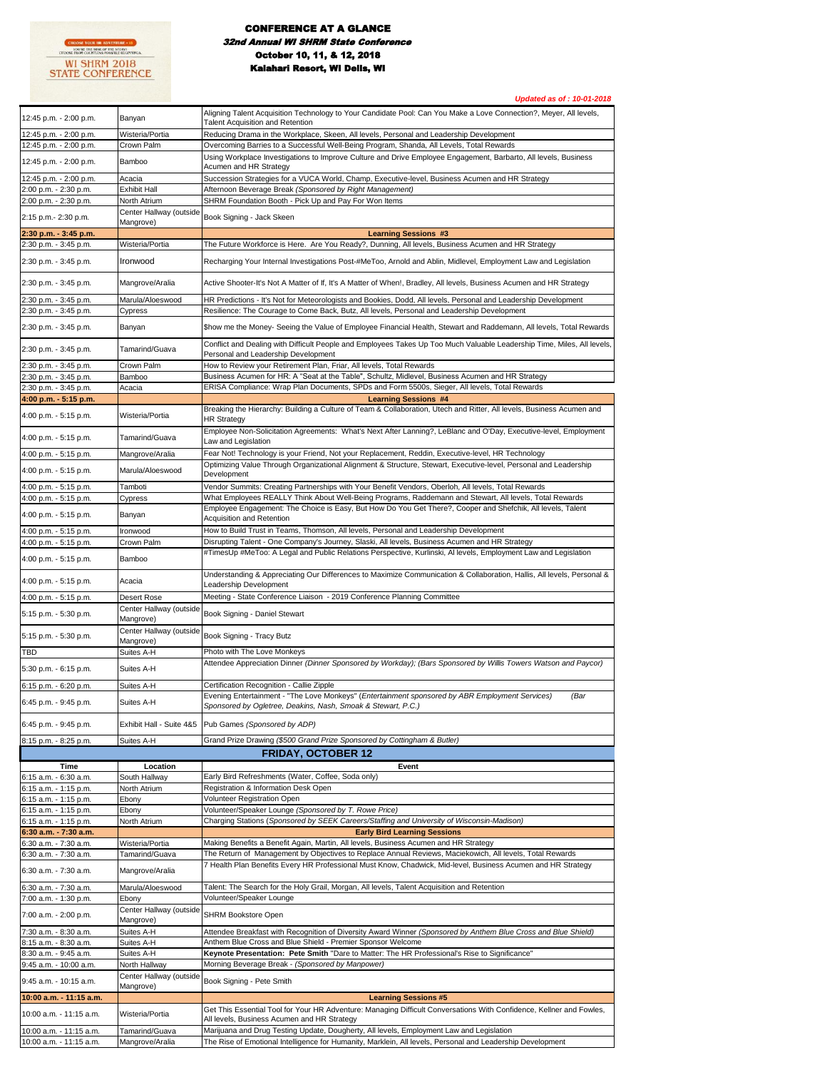# CONFERENCE AT A GLANCE

***32nd Annual WI SHRM State Conference***

**October 10, 11, & 12, 2018**

**Kalahari Resort, WI Dells, WI**

***Updated as of : 10-01-2018***

| | | |
|---|---|---|
| 12:45 p.m. - 2:00 p.m. | Banyan | Aligning Talent Acquisition Technology to Your Candidate Pool: Can You Make a Love Connection?, Meyer, All levels, Talent Acquisition and Retention |
| 12:45 p.m. - 2:00 p.m. | Wisteria/Portia | Reducing Drama in the Workplace, Skeen, All levels, Personal and Leadership Development |
| 12:45 p.m. - 2:00 p.m. | Crown Palm | Overcoming Barries to a Successful Well-Being Program, Shanda, All Levels, Total Rewards |
| 12:45 p.m. - 2:00 p.m. | Bamboo | Using Workplace Investigations to Improve Culture and Drive Employee Engagement, Barbarto, All levels, Business Acumen and HR Strategy |
| 12:45 p.m. - 2:00 p.m. | Acacia | Succession Strategies for a VUCA World, Champ, Executive-level, Business Acumen and HR Strategy |
| 2:00 p.m. - 2:30 p.m. | Exhibit Hall | Afternoon Beverage Break *(Sponsored by Right Management)* |
| 2:00 p.m. - 2:30 p.m. | North Atrium | SHRM Foundation Booth - Pick Up and Pay For Won Items |
| 2:15 p.m.- 2:30 p.m. | Center Hallway (outside Mangrove) | Book Signing - Jack Skeen |
| **2:30 p.m. - 3:45 p.m.** | | **Learning Sessions #3** |
| 2:30 p.m. - 3:45 p.m. | Wisteria/Portia | The Future Workforce is Here. Are You Ready?, Dunning, All levels, Business Acumen and HR Strategy |
| 2:30 p.m. - 3:45 p.m. | Ironwood | Recharging Your Internal Investigations Post-#MeToo, Arnold and Ablin, Midlevel, Employment Law and Legislation |
| 2:30 p.m. - 3:45 p.m. | Mangrove/Aralia | Active Shooter-It's Not A Matter of If, It's A Matter of When!, Bradley, All levels, Business Acumen and HR Strategy |
| 2:30 p.m. - 3:45 p.m. | Marula/Aloeswood | HR Predictions - It's Not for Meteorologists and Bookies, Dodd, All levels, Personal and Leadership Development |
| 2:30 p.m. - 3:45 p.m. | Cypress | Resilience: The Courage to Come Back, Butz, All levels, Personal and Leadership Development |
| 2:30 p.m. - 3:45 p.m. | Banyan | $how me the Money- Seeing the Value of Employee Financial Health, Stewart and Raddemann, All levels, Total Rewards |
| 2:30 p.m. - 3:45 p.m. | Tamarind/Guava | Conflict and Dealing with Difficult People and Employees Takes Up Too Much Valuable Leadership Time, Miles, All levels, Personal and Leadership Development |
| 2:30 p.m. - 3:45 p.m. | Crown Palm | How to Review your Retirement Plan, Friar, All levels, Total Rewards |
| 2:30 p.m. - 3:45 p.m. | Bamboo | Business Acumen for HR: A "Seat at the Table", Schultz, Midlevel, Business Acumen and HR Strategy |
| 2:30 p.m. - 3:45 p.m. | Acacia | ERISA Compliance: Wrap Plan Documents, SPDs and Form 5500s, Sieger, All levels, Total Rewards |
| **4:00 p.m. - 5:15 p.m.** | | **Learning Sessions #4** |
| 4:00 p.m. - 5:15 p.m. | Wisteria/Portia | Breaking the Hierarchy: Building a Culture of Team & Collaboration, Utech and Ritter, All levels, Business Acumen and HR Strategy |
| 4:00 p.m. - 5:15 p.m. | Tamarind/Guava | Employee Non-Solicitation Agreements: What's Next After Lanning?, LeBlanc and O'Day, Executive-level, Employment Law and Legislation |
| 4:00 p.m. - 5:15 p.m. | Mangrove/Aralia | Fear Not! Technology is your Friend, Not your Replacement, Reddin, Executive-level, HR Technology |
| 4:00 p.m. - 5:15 p.m. | Marula/Aloeswood | Optimizing Value Through Organizational Alignment & Structure, Stewart, Executive-level, Personal and Leadership Development |
| 4:00 p.m. - 5:15 p.m. | Tamboti | Vendor Summits: Creating Partnerships with Your Benefit Vendors, Oberloh, All levels, Total Rewards |
| 4:00 p.m. - 5:15 p.m. | Cypress | What Employees REALLY Think About Well-Being Programs, Raddemann and Stewart, All levels, Total Rewards |
| 4:00 p.m. - 5:15 p.m. | Banyan | Employee Engagement: The Choice is Easy, But How Do You Get There?, Cooper and Shefchik, All levels, Talent Acquisition and Retention |
| 4:00 p.m. - 5:15 p.m. | Ironwood | How to Build Trust in Teams, Thomson, All levels, Personal and Leadership Development |
| 4:00 p.m. - 5:15 p.m. | Crown Palm | Disrupting Talent - One Company's Journey, Slaski, All levels, Business Acumen and HR Strategy |
| 4:00 p.m. - 5:15 p.m. | Bamboo | #TimesUp #MeToo: A Legal and Public Relations Perspective, Kurlinski, Al levels, Employment Law and Legislation |
| 4:00 p.m. - 5:15 p.m. | Acacia | Understanding & Appreciating Our Differences to Maximize Communication & Collaboration, Hallis, All levels, Personal & Leadership Development |
| 4:00 p.m. - 5:15 p.m. | Desert Rose | Meeting - State Conference Liaison - 2019 Conference Planning Committee |
| 5:15 p.m. - 5:30 p.m. | Center Hallway (outside Mangrove) | Book Signing - Daniel Stewart |
| 5:15 p.m. - 5:30 p.m. | Center Hallway (outside Mangrove) | Book Signing - Tracy Butz |
| TBD | Suites A-H | Photo with The Love Monkeys |
| 5:30 p.m. - 6:15 p.m. | Suites A-H | Attendee Appreciation Dinner *(Dinner Sponsored by Workday); (Bars Sponsored by Willis Towers Watson and Paycor)* |
| 6:15 p.m. - 6:20 p.m. | Suites A-H | Certification Recognition - Callie Zipple |
| 6:45 p.m. - 9:45 p.m. | Suites A-H | Evening Entertainment - "The Love Monkeys" *(Entertainment sponsored by ABR Employment Services) (Bar Sponsored by Ogletree, Deakins, Nash, Smoak & Stewart, P.C.)* |
| 6:45 p.m. - 9:45 p.m. | Exhibit Hall - Suite 4&5 | Pub Games *(Sponsored by ADP)* |
| 8:15 p.m. - 8:25 p.m. | Suites A-H | Grand Prize Drawing *($500 Grand Prize Sponsored by Cottingham & Butler)* |

## FRIDAY, OCTOBER 12

| Time | Location | Event |
|---|---|---|
| 6:15 a.m. - 6:30 a.m. | South Hallway | Early Bird Refreshments (Water, Coffee, Soda only) |
| 6:15 a.m. - 1:15 p.m. | North Atrium | Registration & Information Desk Open |
| 6:15 a.m. - 1:15 p.m. | Ebony | Volunteer Registration Open |
| 6:15 a.m. - 1:15 p.m. | Ebony | Volunteer/Speaker Lounge *(Sponsored by T. Rowe Price)* |
| 6:15 a.m. - 1:15 p.m. | North Atrium | Charging Stations *(Sponsored by SEEK Careers/Staffing and University of Wisconsin-Madison)* |
| **6:30 a.m. - 7:30 a.m.** | | **Early Bird Learning Sessions** |
| 6:30 a.m. - 7:30 a.m. | Wisteria/Portia | Making Benefits a Benefit Again, Martin, All levels, Business Acumen and HR Strategy |
| 6:30 a.m. - 7:30 a.m. | Tamarind/Guava | The Return of Management by Objectives to Replace Annual Reviews, Maciekowich, All levels, Total Rewards |
| 6:30 a.m. - 7:30 a.m. | Mangrove/Aralia | 7 Health Plan Benefits Every HR Professional Must Know, Chadwick, Mid-level, Business Acumen and HR Strategy |
| 6:30 a.m. - 7:30 a.m. | Marula/Aloeswood | Talent: The Search for the Holy Grail, Morgan, All levels, Talent Acquisition and Retention |
| 7:00 a.m. - 1:30 p.m. | Ebony | Volunteer/Speaker Lounge |
| 7:00 a.m. - 2:00 p.m. | Center Hallway (outside Mangrove) | SHRM Bookstore Open |
| 7:30 a.m. - 8:30 a.m. | Suites A-H | Attendee Breakfast with Recognition of Diversity Award Winner *(Sponsored by Anthem Blue Cross and Blue Shield)* |
| 8:15 a.m. - 8:30 a.m. | Suites A-H | Anthem Blue Cross and Blue Shield - Premier Sponsor Welcome |
| 8:30 a.m. - 9:45 a.m. | Suites A-H | **Keynote Presentation: Pete Smith** "Dare to Matter: The HR Professional's Rise to Significance" |
| 9:45 a.m. - 10:00 a.m. | North Hallway | Morning Beverage Break - *(Sponsored by Manpower)* |
| 9:45 a.m. - 10:15 a.m. | Center Hallway (outside Mangrove) | Book Signing - Pete Smith |
| **10:00 a.m. - 11:15 a.m.** | | **Learning Sessions #5** |
| 10:00 a.m. - 11:15 a.m. | Wisteria/Portia | Get This Essential Tool for Your HR Adventure: Managing Difficult Conversations With Confidence, Kellner and Fowles, All levels, Business Acumen and HR Strategy |
| 10:00 a.m. - 11:15 a.m. | Tamarind/Guava | Marijuana and Drug Testing Update, Dougherty, All levels, Employment Law and Legislation |
| 10:00 a.m. - 11:15 a.m. | Mangrove/Aralia | The Rise of Emotional Intelligence for Humanity, Marklein, All levels, Personal and Leadership Development |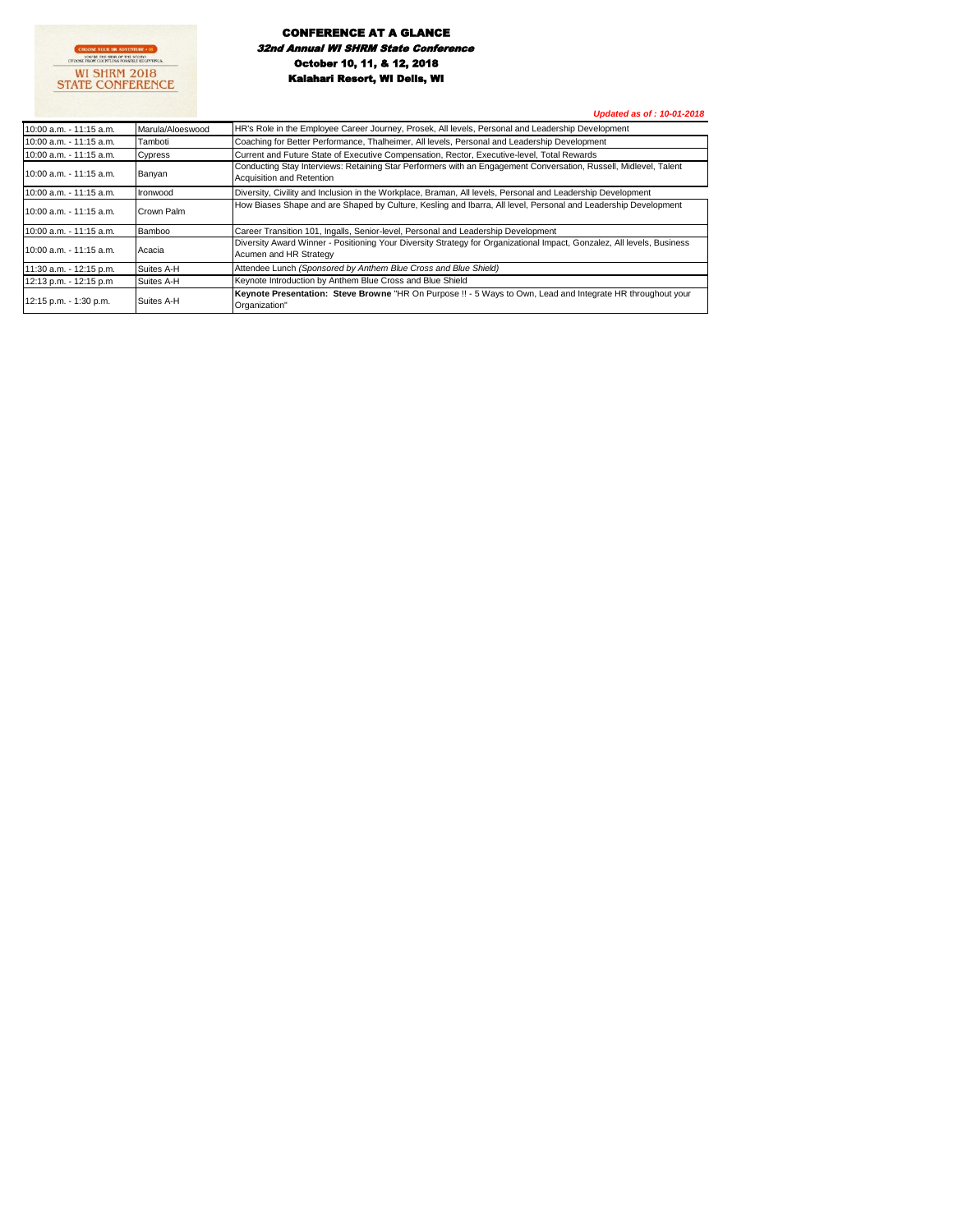**CONFERENCE AT A GLANCE**

***32nd Annual WI SHRM State Conference***

**October 10, 11, & 12, 2018**

**Kalahari Resort, WI Dells, WI**

***Updated as of : 10-01-2018***

| | | |
|---|---|---|
| 10:00 a.m. - 11:15 a.m. | Marula/Aloeswood | HR's Role in the Employee Career Journey, Prosek, All levels, Personal and Leadership Development |
| 10:00 a.m. - 11:15 a.m. | Tamboti | Coaching for Better Performance, Thalheimer, All levels, Personal and Leadership Development |
| 10:00 a.m. - 11:15 a.m. | Cypress | Current and Future State of Executive Compensation, Rector, Executive-level, Total Rewards |
| 10:00 a.m. - 11:15 a.m. | Banyan | Conducting Stay Interviews: Retaining Star Performers with an Engagement Conversation, Russell, Midlevel, Talent Acquisition and Retention |
| 10:00 a.m. - 11:15 a.m. | Ironwood | Diversity, Civility and Inclusion in the Workplace, Braman, All levels, Personal and Leadership Development |
| 10:00 a.m. - 11:15 a.m. | Crown Palm | How Biases Shape and are Shaped by Culture, Kesling and Ibarra, All level, Personal and Leadership Development |
| 10:00 a.m. - 11:15 a.m. | Bamboo | Career Transition 101, Ingalls, Senior-level, Personal and Leadership Development |
| 10:00 a.m. - 11:15 a.m. | Acacia | Diversity Award Winner - Positioning Your Diversity Strategy for Organizational Impact, Gonzalez, All levels, Business Acumen and HR Strategy |
| 11:30 a.m. - 12:15 p.m. | Suites A-H | Attendee Lunch *(Sponsored by Anthem Blue Cross and Blue Shield)* |
| 12:13 p.m. - 12:15 p.m | Suites A-H | Keynote Introduction by Anthem Blue Cross and Blue Shield |
| 12:15 p.m. - 1:30 p.m. | Suites A-H | **Keynote Presentation: Steve Browne** "HR On Purpose !! - 5 Ways to Own, Lead and Integrate HR throughout your Organization" |